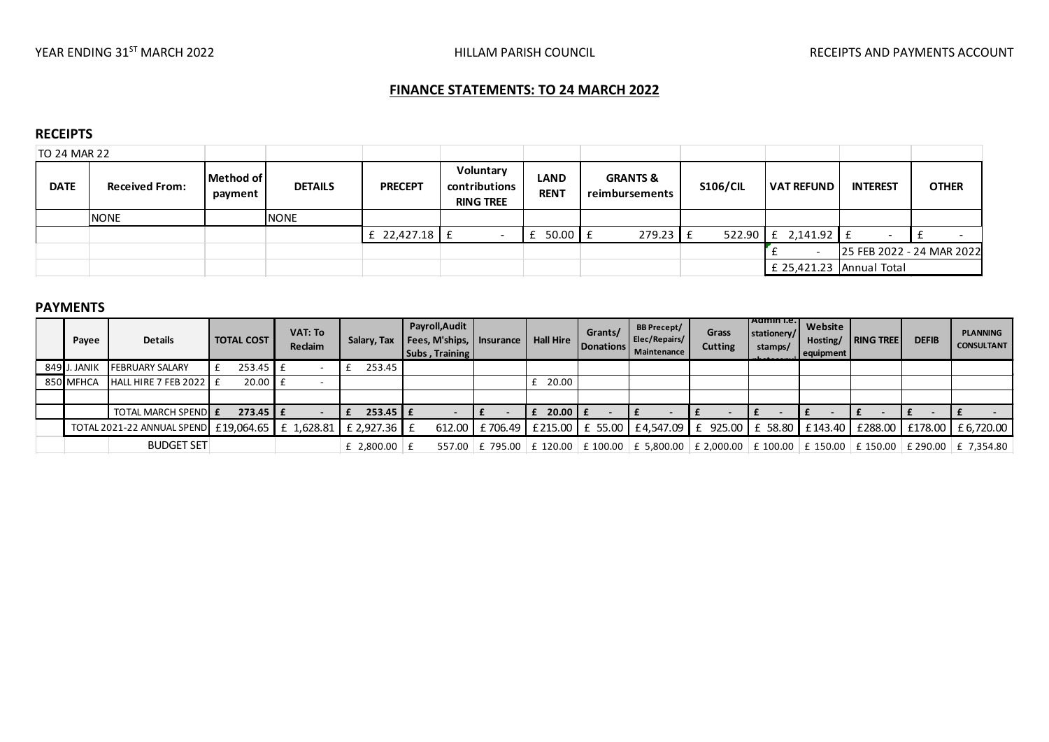YEAR ENDING 31ST MARCH 2022 HILLAM PARISH COUNCIL RECEIPTS AND PAYMENTS ACCOUNT

## FINANCE STATEMENTS: TO 24 MARCH 2022

### RECEIPTS

| TO 24 MAR 22 | | | | | | | | | | | |
|---|---|---|---|---|---|---|---|---|---|---|---|
| **DATE** | **Received From:** | **Method of payment** | **DETAILS** | **PRECEPT** | **Voluntary contributions RING TREE** | **LAND RENT** | **GRANTS & reimbursements** | **S106/CIL** | **VAT REFUND** | **INTEREST** | **OTHER** |
| | NONE | | NONE | | | | | | | | |
| | | | | £ 22,427.18 | £ - | £ 50.00 | £ 279.23 | £ 522.90 | £ 2,141.92 | £ - | £ - |
| | | | | | | | | | £ - | 25 FEB 2022 - 24 MAR 2022 | |
| | | | | | | | | | £ 25,421.23 | Annual Total | |

### PAYMENTS

| | Payee | Details | TOTAL COST | VAT: To Reclaim | Salary, Tax | Payroll,Audit Fees, M'ships, Subs , Training | Insurance | Hall Hire | Grants/ Donations | BB Precept/ Elec/Repairs/ Maintenance | Grass Cutting | Admin i.e. stationery/ stamps/ | Website Hosting/ equipment | RING TREE | DEFIB | PLANNING CONSULTANT |
|---|---|---|---|---|---|---|---|---|---|---|---|---|---|---|---|---|
| 849 | J. JANIK | FEBRUARY SALARY | £ 253.45 | £ - | £ 253.45 | | | | | | | | | | | |
| 850 | MFHCA | HALL HIRE 7 FEB 2022 | £ 20.00 | £ - | | | | £ 20.00 | | | | | | | | |
| | | | | | | | | | | | | | | | | |
| | | TOTAL MARCH SPEND | **£ 273.45** | **£ -** | **£ 253.45** | **£ -** | **£ -** | **£ 20.00** | **£ -** | **£ -** | **£ -** | **£ -** | **£ -** | **£ -** | **£ -** | **£ -** |
| | TOTAL 2021-22 ANNUAL SPEND | | £19,064.65 | £ 1,628.81 | £ 2,927.36 | £ 612.00 | £ 706.49 | £ 215.00 | £ 55.00 | £ 4,547.09 | £ 925.00 | £ 58.80 | £ 143.40 | £ 288.00 | £ 178.00 | £ 6,720.00 |
| | | BUDGET SET | | | £ 2,800.00 | £ 557.00 | £ 795.00 | £ 120.00 | £ 100.00 | £ 5,800.00 | £ 2,000.00 | £ 100.00 | £ 150.00 | £ 150.00 | £ 290.00 | £ 7,354.80 |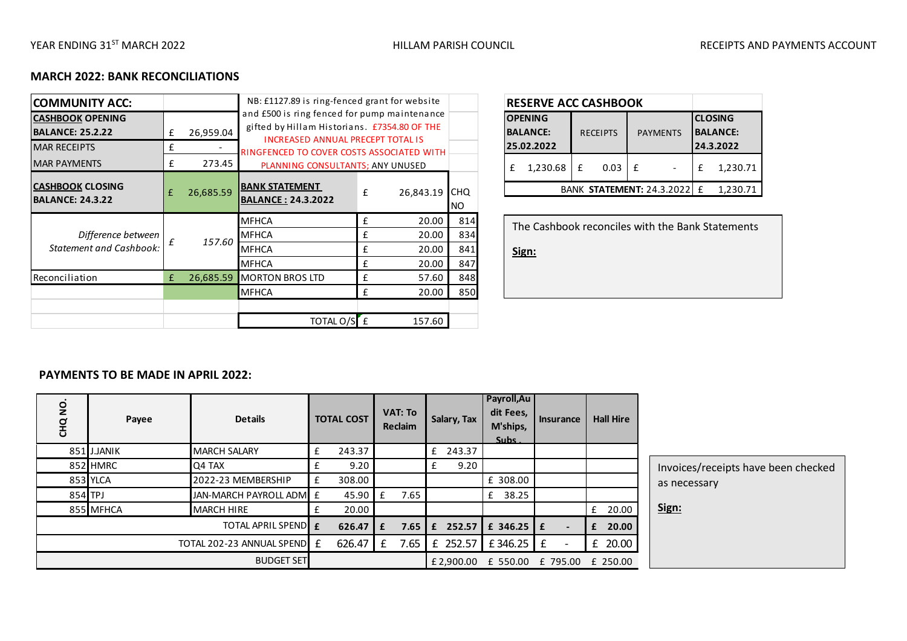YEAR ENDING 31ST MARCH 2022 — HILLAM PARISH COUNCIL — RECEIPTS AND PAYMENTS ACCOUNT

## MARCH 2022: BANK RECONCILIATIONS

NB: £1127.89 is ring-fenced grant for website and £500 is ring fenced for pump maintenance gifted by Hillam Historians. £7354.80 OF THE INCREASED ANNUAL PRECEPT TOTAL IS RINGFENCED TO COVER COSTS ASSOCIATED WITH PLANNING CONSULTANTS; ANY UNUSED

| COMMUNITY ACC: | | | | |
|---|---|---|---|---|
| CASHBOOK OPENING BALANCE: 25.2.22 | £ 26,959.04 | | | |
| MAR RECEIPTS | £ - | | | |
| MAR PAYMENTS | £ 273.45 | | | |
| CASHBOOK CLOSING BALANCE: 24.3.22 | £ 26,685.59 | BANK STATEMENT BALANCE : 24.3.2022 | £ 26,843.19 | CHQ NO |
| *Difference between Statement and Cashbook:* | *£ 157.60* | MFHCA | £ 20.00 | 814 |
| | | MFHCA | £ 20.00 | 834 |
| | | MFHCA | £ 20.00 | 841 |
| | | MFHCA | £ 20.00 | 847 |
| Reconciliation | £ 26,685.59 | MORTON BROS LTD | £ 57.60 | 848 |
| | | MFHCA | £ 20.00 | 850 |
| | | TOTAL O/S | £ 157.60 | |

| RESERVE ACC CASHBOOK | | | |
|---|---|---|---|
| OPENING BALANCE: 25.02.2022 | RECEIPTS | PAYMENTS | CLOSING BALANCE: 24.3.2022 |
| £ 1,230.68 | £ 0.03 | £ - | £ 1,230.71 |
| | | BANK STATEMENT: 24.3.2022 | £ 1,230.71 |

The Cashbook reconciles with the Bank Statements

**Sign:**

### PAYMENTS TO BE MADE IN APRIL 2022:

| CHQ NO. | Payee | Details | TOTAL COST | VAT: To Reclaim | Salary, Tax | Payroll,Audit Fees, M'ships, Subs. | Insurance | Hall Hire |
|---|---|---|---|---|---|---|---|---|
| 851 | J.JANIK | MARCH SALARY | £ 243.37 | | £ 243.37 | | | |
| 852 | HMRC | Q4 TAX | £ 9.20 | | £ 9.20 | | | |
| 853 | YLCA | 2022-23 MEMBERSHIP | £ 308.00 | | | £ 308.00 | | |
| 854 | TPJ | JAN-MARCH PAYROLL ADM | £ 45.90 | £ 7.65 | | £ 38.25 | | |
| 855 | MFHCA | MARCH HIRE | £ 20.00 | | | | | £ 20.00 |
| | | **TOTAL APRIL SPEND** | **£ 626.47** | **£ 7.65** | **£ 252.57** | **£ 346.25** | **£ -** | **£ 20.00** |
| | | TOTAL 202-23 ANNUAL SPEND | £ 626.47 | £ 7.65 | £ 252.57 | £ 346.25 | £ - | £ 20.00 |
| | | BUDGET SET | | | £ 2,900.00 | £ 550.00 | £ 795.00 | £ 250.00 |

Invoices/receipts have been checked as necessary

**Sign:**